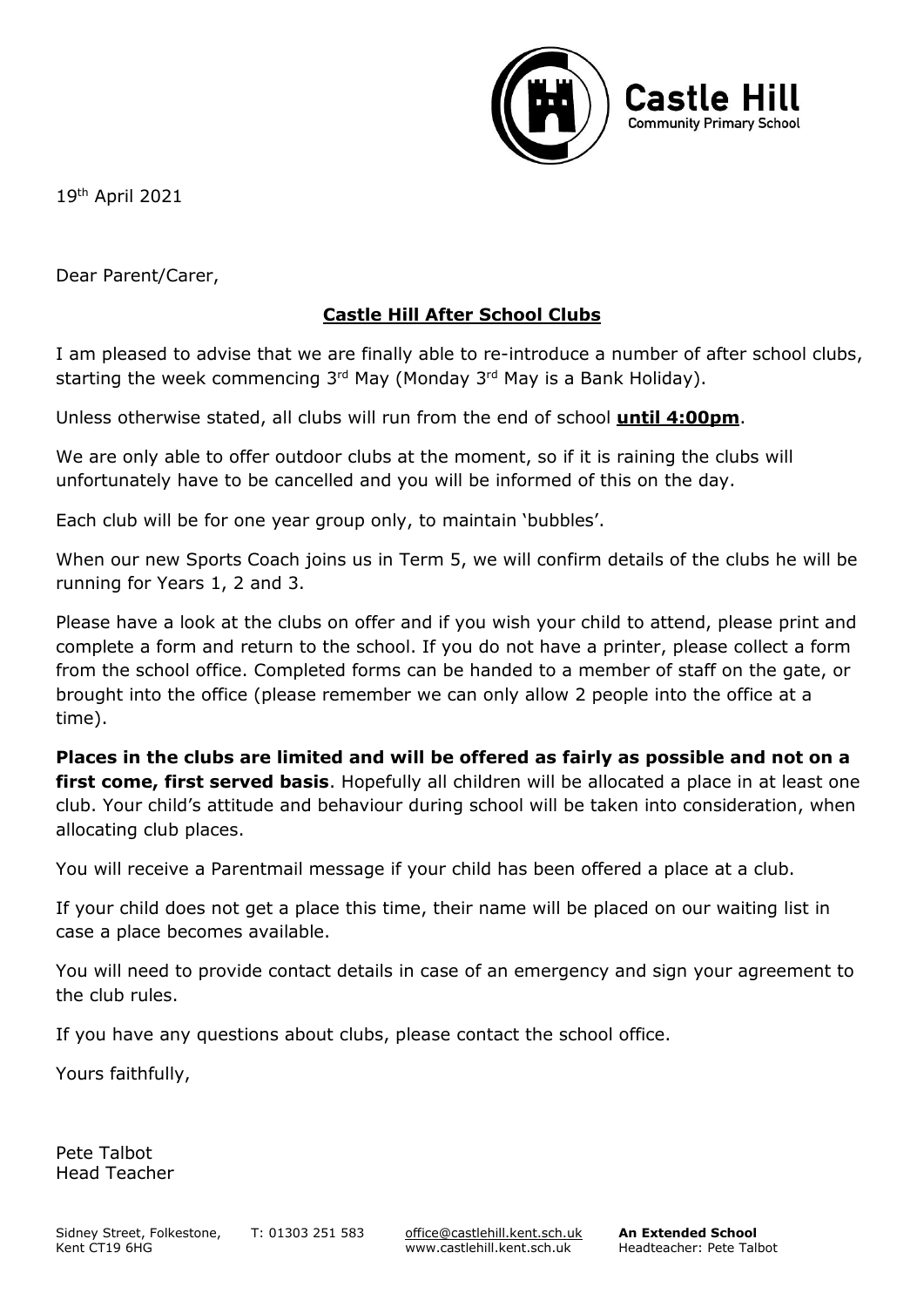Castle Hill
Community Primary School

19th April 2021

Dear Parent/Carer,

## Castle Hill After School Clubs

I am pleased to advise that we are finally able to re-introduce a number of after school clubs, starting the week commencing 3rd May (Monday 3rd May is a Bank Holiday).

Unless otherwise stated, all clubs will run from the end of school **until 4:00pm**.

We are only able to offer outdoor clubs at the moment, so if it is raining the clubs will unfortunately have to be cancelled and you will be informed of this on the day.

Each club will be for one year group only, to maintain 'bubbles'.

When our new Sports Coach joins us in Term 5, we will confirm details of the clubs he will be running for Years 1, 2 and 3.

Please have a look at the clubs on offer and if you wish your child to attend, please print and complete a form and return to the school. If you do not have a printer, please collect a form from the school office. Completed forms can be handed to a member of staff on the gate, or brought into the office (please remember we can only allow 2 people into the office at a time).

**Places in the clubs are limited and will be offered as fairly as possible and not on a first come, first served basis**. Hopefully all children will be allocated a place in at least one club. Your child's attitude and behaviour during school will be taken into consideration, when allocating club places.

You will receive a Parentmail message if your child has been offered a place at a club.

If your child does not get a place this time, their name will be placed on our waiting list in case a place becomes available.

You will need to provide contact details in case of an emergency and sign your agreement to the club rules.

If you have any questions about clubs, please contact the school office.

Yours faithfully,

Pete Talbot
Head Teacher

Sidney Street, Folkestone, Kent CT19 6HG | T: 01303 251 583 | office@castlehill.kent.sch.uk www.castlehill.kent.sch.uk | **An Extended School** Headteacher: Pete Talbot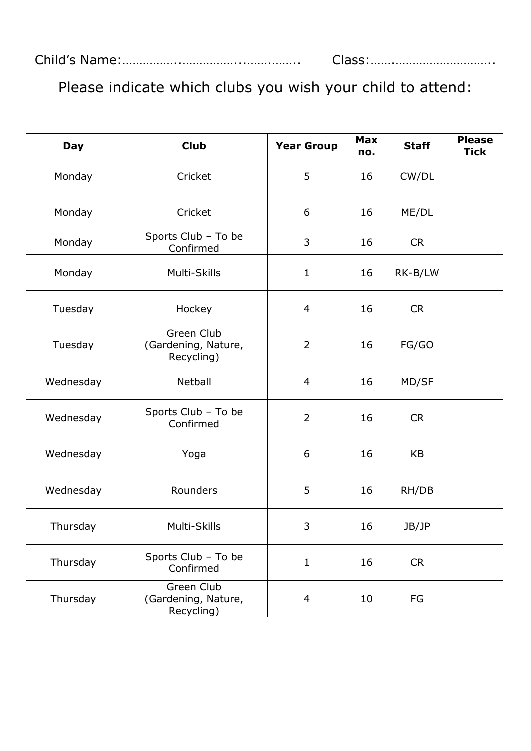Child's Name:……………..……………..……….….      Class:……..…………………………..

Please indicate which clubs you wish your child to attend:

| Day | Club | Year Group | Max no. | Staff | Please Tick |
|---|---|---|---|---|---|
| Monday | Cricket | 5 | 16 | CW/DL | |
| Monday | Cricket | 6 | 16 | ME/DL | |
| Monday | Sports Club – To be Confirmed | 3 | 16 | CR | |
| Monday | Multi-Skills | 1 | 16 | RK-B/LW | |
| Tuesday | Hockey | 4 | 16 | CR | |
| Tuesday | Green Club (Gardening, Nature, Recycling) | 2 | 16 | FG/GO | |
| Wednesday | Netball | 4 | 16 | MD/SF | |
| Wednesday | Sports Club – To be Confirmed | 2 | 16 | CR | |
| Wednesday | Yoga | 6 | 16 | KB | |
| Wednesday | Rounders | 5 | 16 | RH/DB | |
| Thursday | Multi-Skills | 3 | 16 | JB/JP | |
| Thursday | Sports Club – To be Confirmed | 1 | 16 | CR | |
| Thursday | Green Club (Gardening, Nature, Recycling) | 4 | 10 | FG | |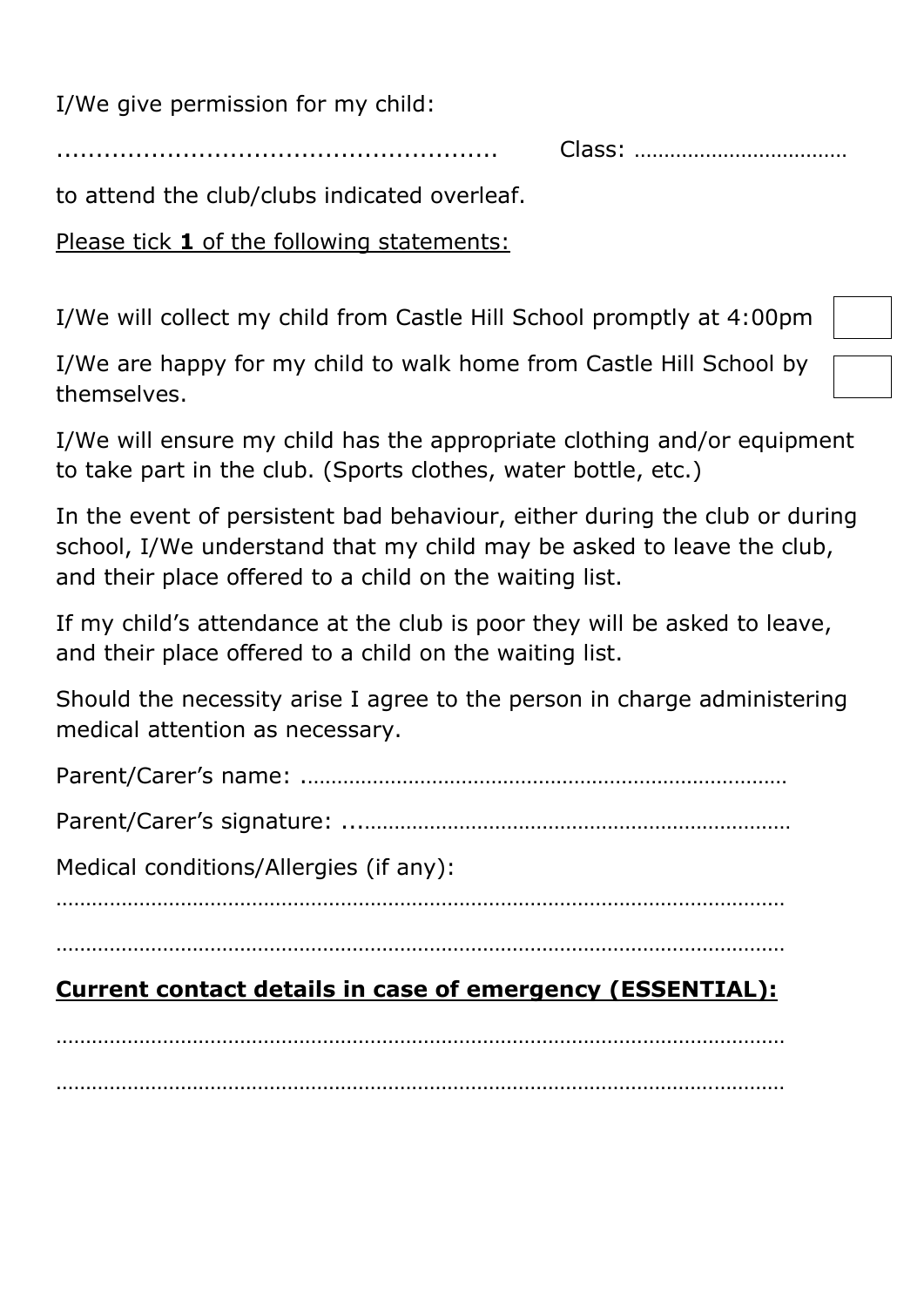I/We give permission for my child:

........................................................ Class: ………………………………

to attend the club/clubs indicated overleaf.

Please tick **1** of the following statements:

I/We will collect my child from Castle Hill School promptly at 4:00pm ☐

I/We are happy for my child to walk home from Castle Hill School by themselves. ☐

I/We will ensure my child has the appropriate clothing and/or equipment to take part in the club. (Sports clothes, water bottle, etc.)

In the event of persistent bad behaviour, either during the club or during school, I/We understand that my child may be asked to leave the club, and their place offered to a child on the waiting list.

If my child's attendance at the club is poor they will be asked to leave, and their place offered to a child on the waiting list.

Should the necessity arise I agree to the person in charge administering medical attention as necessary.

Parent/Carer's name: ………………………………………………………………………

Parent/Carer's signature: ...……………………………………………………………

Medical conditions/Allergies (if any):

……………………………………………………………………………………………………

……………………………………………………………………………………………………

**Current contact details in case of emergency (ESSENTIAL):**

……………………………………………………………………………………………………

……………………………………………………………………………………………………